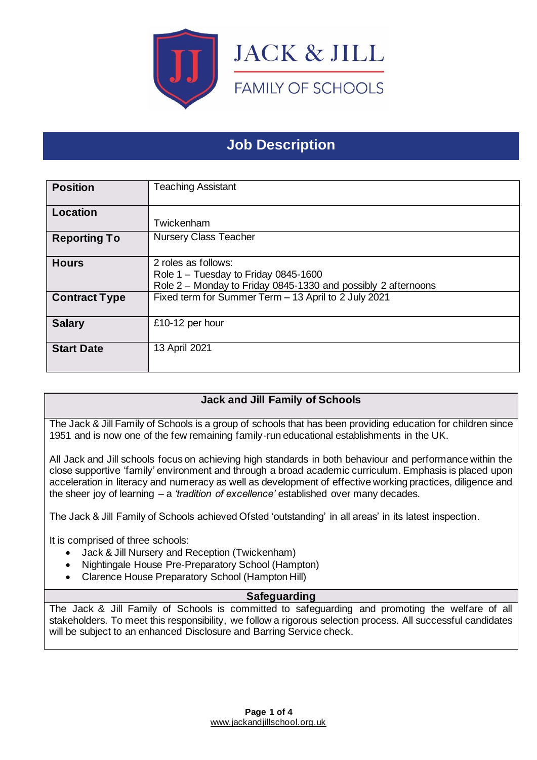JACK & JILL

FAMILY OF SCHOOLS

# Job Description

| | |
|---|---|
| **Position** | Teaching Assistant |
| **Location** | Twickenham |
| **Reporting To** | Nursery Class Teacher |
| **Hours** | 2 roles as follows:<br>Role 1 – Tuesday to Friday 0845-1600<br>Role 2 – Monday to Friday 0845-1330 and possibly 2 afternoons |
| **Contract Type** | Fixed term for Summer Term – 13 April to 2 July 2021 |
| **Salary** | £10-12 per hour |
| **Start Date** | 13 April 2021 |

## Jack and Jill Family of Schools

The Jack & Jill Family of Schools is a group of schools that has been providing education for children since 1951 and is now one of the few remaining family-run educational establishments in the UK.

All Jack and Jill schools focus on achieving high standards in both behaviour and performance within the close supportive 'family' environment and through a broad academic curriculum. Emphasis is placed upon acceleration in literacy and numeracy as well as development of effective working practices, diligence and the sheer joy of learning – a *'tradition of excellence'* established over many decades.

The Jack & Jill Family of Schools achieved Ofsted 'outstanding' in all areas' in its latest inspection.

It is comprised of three schools:

- Jack & Jill Nursery and Reception (Twickenham)
- Nightingale House Pre-Preparatory School (Hampton)
- Clarence House Preparatory School (Hampton Hill)

## Safeguarding

The Jack & Jill Family of Schools is committed to safeguarding and promoting the welfare of all stakeholders. To meet this responsibility, we follow a rigorous selection process. All successful candidates will be subject to an enhanced Disclosure and Barring Service check.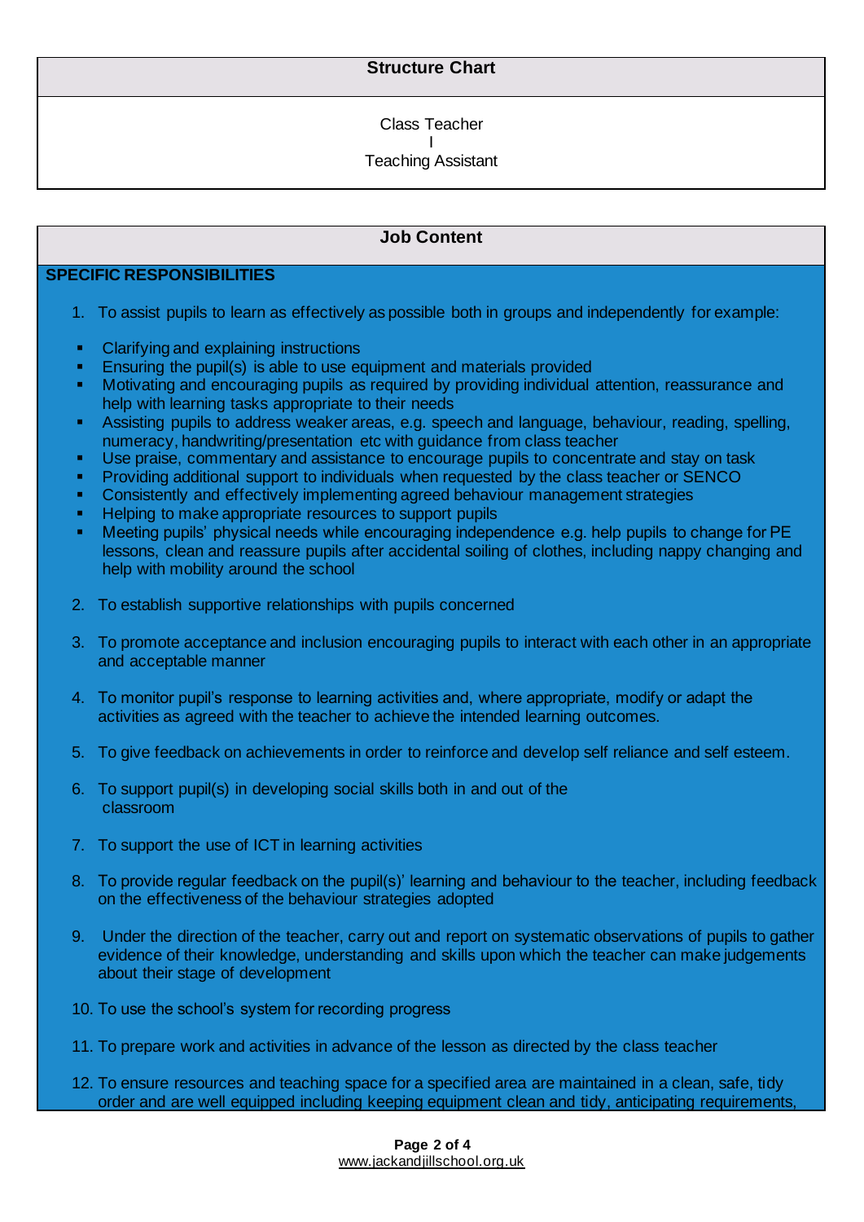## Structure Chart

Class Teacher
I
Teaching Assistant

## Job Content

**SPECIFIC RESPONSIBILITIES**

1. To assist pupils to learn as effectively as possible both in groups and independently for example:

- Clarifying and explaining instructions
- Ensuring the pupil(s) is able to use equipment and materials provided
- Motivating and encouraging pupils as required by providing individual attention, reassurance and help with learning tasks appropriate to their needs
- Assisting pupils to address weaker areas, e.g. speech and language, behaviour, reading, spelling, numeracy, handwriting/presentation etc with guidance from class teacher
- Use praise, commentary and assistance to encourage pupils to concentrate and stay on task
- Providing additional support to individuals when requested by the class teacher or SENCO
- Consistently and effectively implementing agreed behaviour management strategies
- Helping to make appropriate resources to support pupils
- Meeting pupils' physical needs while encouraging independence e.g. help pupils to change for PE lessons, clean and reassure pupils after accidental soiling of clothes, including nappy changing and help with mobility around the school

2. To establish supportive relationships with pupils concerned

3. To promote acceptance and inclusion encouraging pupils to interact with each other in an appropriate and acceptable manner

4. To monitor pupil's response to learning activities and, where appropriate, modify or adapt the activities as agreed with the teacher to achieve the intended learning outcomes.

5. To give feedback on achievements in order to reinforce and develop self reliance and self esteem.

6. To support pupil(s) in developing social skills both in and out of the classroom

7. To support the use of ICT in learning activities

8. To provide regular feedback on the pupil(s)' learning and behaviour to the teacher, including feedback on the effectiveness of the behaviour strategies adopted

9. Under the direction of the teacher, carry out and report on systematic observations of pupils to gather evidence of their knowledge, understanding and skills upon which the teacher can make judgements about their stage of development

10. To use the school's system for recording progress

11. To prepare work and activities in advance of the lesson as directed by the class teacher

12. To ensure resources and teaching space for a specified area are maintained in a clean, safe, tidy order and are well equipped including keeping equipment clean and tidy, anticipating requirements,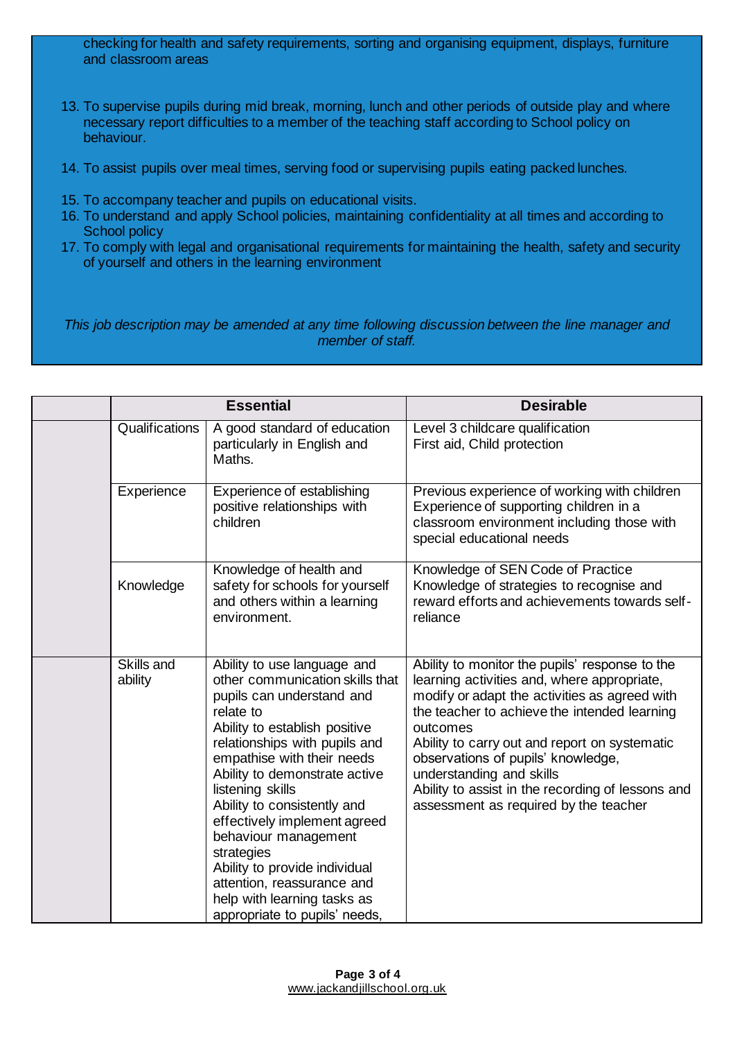checking for health and safety requirements, sorting and organising equipment, displays, furniture and classroom areas

13. To supervise pupils during mid break, morning, lunch and other periods of outside play and where necessary report difficulties to a member of the teaching staff according to School policy on behaviour.

14. To assist pupils over meal times, serving food or supervising pupils eating packed lunches.

15. To accompany teacher and pupils on educational visits.
16. To understand and apply School policies, maintaining confidentiality at all times and according to School policy
17. To comply with legal and organisational requirements for maintaining the health, safety and security of yourself and others in the learning environment

*This job description may be amended at any time following discussion between the line manager and member of staff.*

| | Essential | | Desirable |
|---|---|---|---|
| | Qualifications | A good standard of education particularly in English and Maths. | Level 3 childcare qualification<br>First aid, Child protection |
| | Experience | Experience of establishing positive relationships with children | Previous experience of working with children<br>Experience of supporting children in a classroom environment including those with special educational needs |
| | Knowledge | Knowledge of health and safety for schools for yourself and others within a learning environment. | Knowledge of SEN Code of Practice<br>Knowledge of strategies to recognise and reward efforts and achievements towards self-reliance |
| | Skills and ability | Ability to use language and other communication skills that pupils can understand and relate to<br>Ability to establish positive relationships with pupils and empathise with their needs<br>Ability to demonstrate active listening skills<br>Ability to consistently and effectively implement agreed behaviour management strategies<br>Ability to provide individual attention, reassurance and help with learning tasks as appropriate to pupils' needs, | Ability to monitor the pupils' response to the learning activities and, where appropriate, modify or adapt the activities as agreed with the teacher to achieve the intended learning outcomes<br>Ability to carry out and report on systematic observations of pupils' knowledge, understanding and skills<br>Ability to assist in the recording of lessons and assessment as required by the teacher |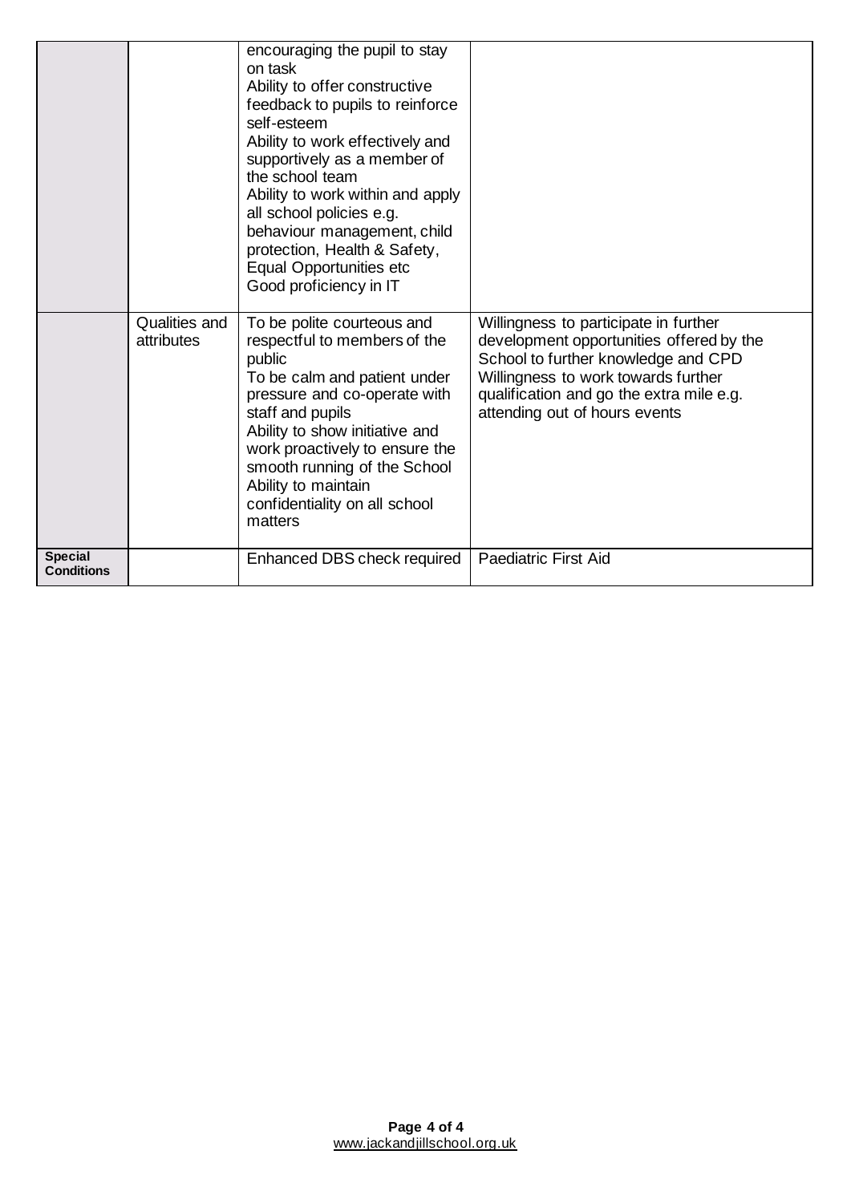| | | | |
|---|---|---|---|
| | | encouraging the pupil to stay on task<br>Ability to offer constructive feedback to pupils to reinforce self-esteem<br>Ability to work effectively and supportively as a member of the school team<br>Ability to work within and apply all school policies e.g. behaviour management, child protection, Health & Safety, Equal Opportunities etc<br>Good proficiency in IT | |
| | Qualities and attributes | To be polite courteous and respectful to members of the public<br>To be calm and patient under pressure and co-operate with staff and pupils<br>Ability to show initiative and work proactively to ensure the smooth running of the School<br>Ability to maintain confidentiality on all school matters | Willingness to participate in further development opportunities offered by the School to further knowledge and CPD<br>Willingness to work towards further qualification and go the extra mile e.g. attending out of hours events |
| **Special Conditions** | | Enhanced DBS check required | Paediatric First Aid |

www.jackandjillschool.org.uk